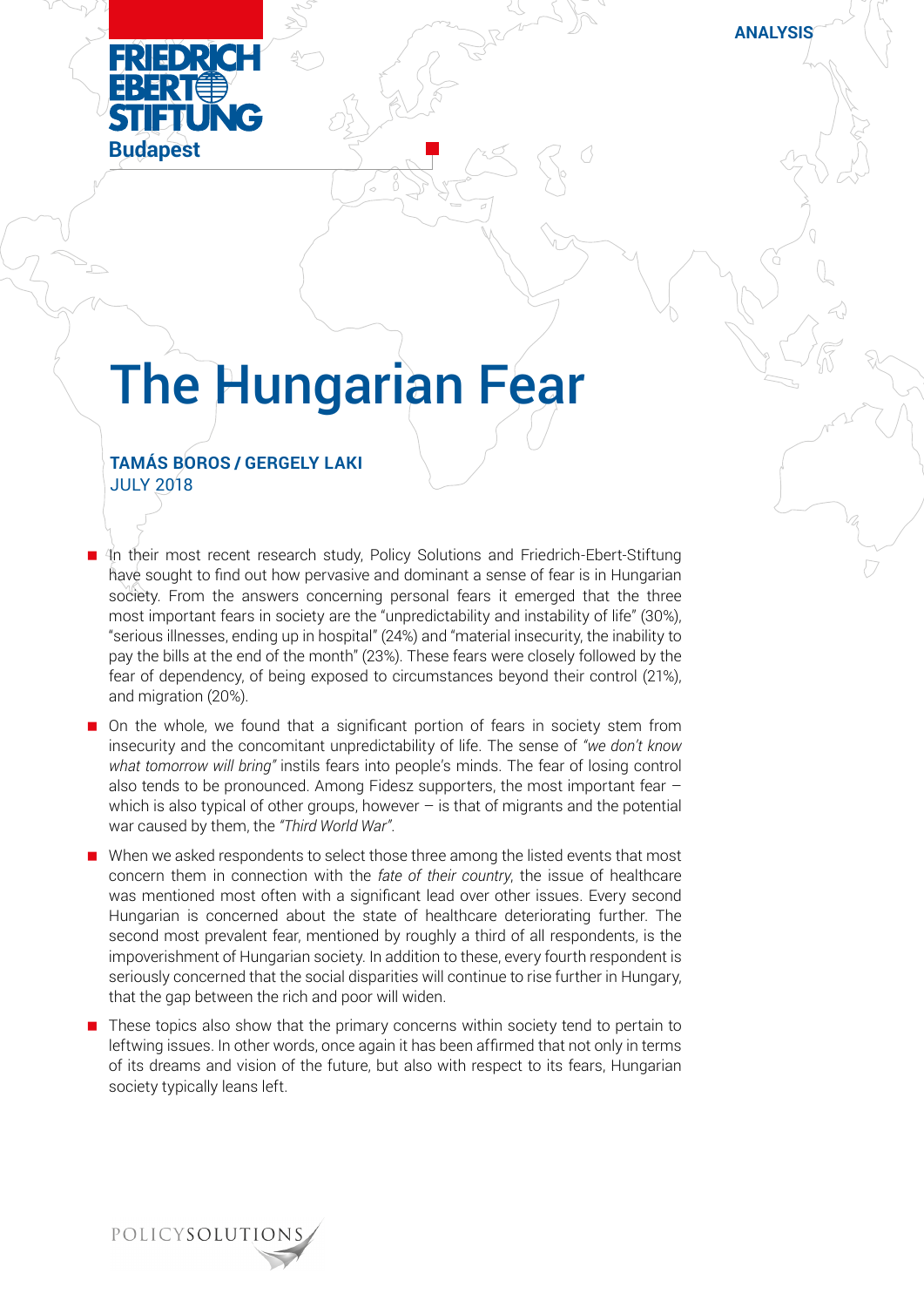FRIEDRICH EBERT STIFTUNG
Budapest

ANALYSIS

# The Hungarian Fear

**TAMÁS BOROS / GERGELY LAKI**
JULY 2018

- In their most recent research study, Policy Solutions and Friedrich-Ebert-Stiftung have sought to find out how pervasive and dominant a sense of fear is in Hungarian society. From the answers concerning personal fears it emerged that the three most important fears in society are the "unpredictability and instability of life" (30%), "serious illnesses, ending up in hospital" (24%) and "material insecurity, the inability to pay the bills at the end of the month" (23%). These fears were closely followed by the fear of dependency, of being exposed to circumstances beyond their control (21%), and migration (20%).
- On the whole, we found that a significant portion of fears in society stem from insecurity and the concomitant unpredictability of life. The sense of *"we don't know what tomorrow will bring"* instils fears into people's minds. The fear of losing control also tends to be pronounced. Among Fidesz supporters, the most important fear – which is also typical of other groups, however – is that of migrants and the potential war caused by them, the *"Third World War"*.
- When we asked respondents to select those three among the listed events that most concern them in connection with the *fate of their country*, the issue of healthcare was mentioned most often with a significant lead over other issues. Every second Hungarian is concerned about the state of healthcare deteriorating further. The second most prevalent fear, mentioned by roughly a third of all respondents, is the impoverishment of Hungarian society. In addition to these, every fourth respondent is seriously concerned that the social disparities will continue to rise further in Hungary, that the gap between the rich and poor will widen.
- These topics also show that the primary concerns within society tend to pertain to leftwing issues. In other words, once again it has been affirmed that not only in terms of its dreams and vision of the future, but also with respect to its fears, Hungarian society typically leans left.

POLICYSOLUTIONS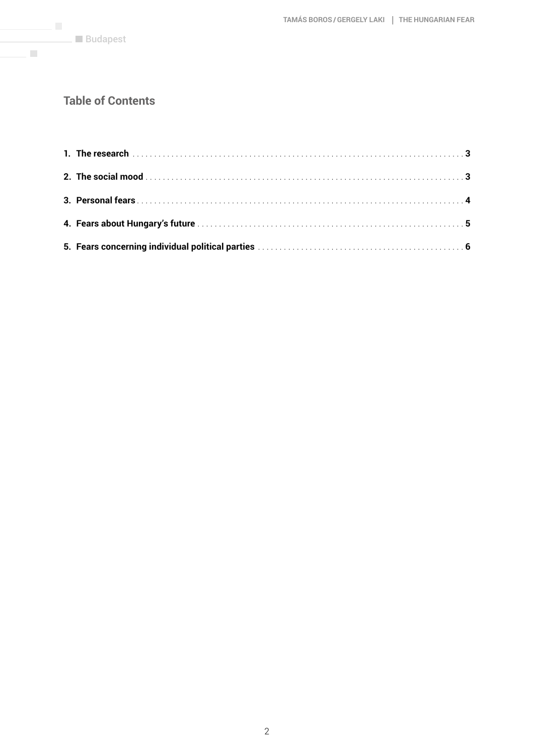## Table of Contents

1. **The research** . . . . . . . . . . 3
2. **The social mood** . . . . . . . . . . 3
3. **Personal fears** . . . . . . . . . . 4
4. **Fears about Hungary's future** . . . . . . . . . . 5
5. **Fears concerning individual political parties** . . . . . . . . . . 6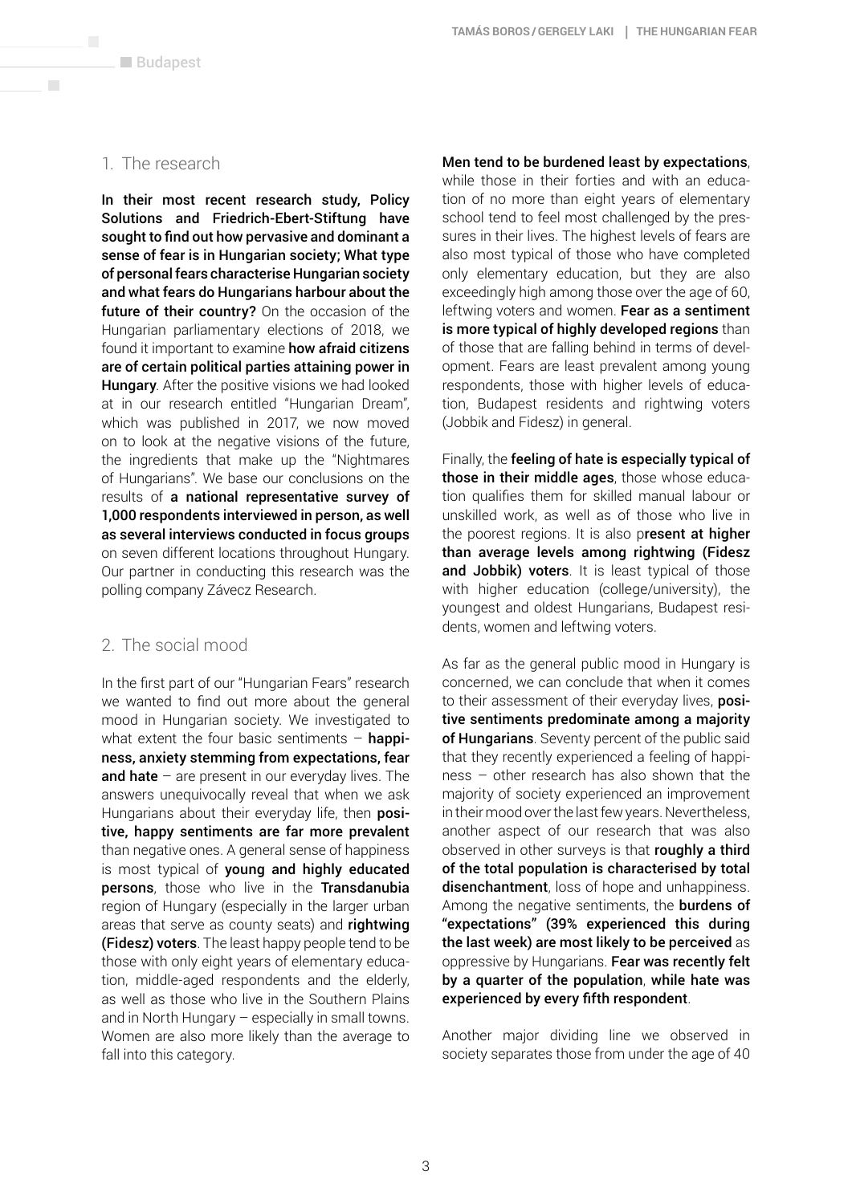## 1. The research

**In their most recent research study, Policy Solutions and Friedrich-Ebert-Stiftung have sought to find out how pervasive and dominant a sense of fear is in Hungarian society; What type of personal fears characterise Hungarian society and what fears do Hungarians harbour about the future of their country?** On the occasion of the Hungarian parliamentary elections of 2018, we found it important to examine **how afraid citizens are of certain political parties attaining power in Hungary**. After the positive visions we had looked at in our research entitled "Hungarian Dream", which was published in 2017, we now moved on to look at the negative visions of the future, the ingredients that make up the "Nightmares of Hungarians". We base our conclusions on the results of **a national representative survey of 1,000 respondents interviewed in person, as well as several interviews conducted in focus groups** on seven different locations throughout Hungary. Our partner in conducting this research was the polling company Závecz Research.

## 2. The social mood

In the first part of our "Hungarian Fears" research we wanted to find out more about the general mood in Hungarian society. We investigated to what extent the four basic sentiments – **happiness, anxiety stemming from expectations, fear and hate** – are present in our everyday lives. The answers unequivocally reveal that when we ask Hungarians about their everyday life, then **positive, happy sentiments are far more prevalent** than negative ones. A general sense of happiness is most typical of **young and highly educated persons**, those who live in the **Transdanubia** region of Hungary (especially in the larger urban areas that serve as county seats) and **rightwing (Fidesz) voters**. The least happy people tend to be those with only eight years of elementary education, middle-aged respondents and the elderly, as well as those who live in the Southern Plains and in North Hungary – especially in small towns. Women are also more likely than the average to fall into this category.

**Men tend to be burdened least by expectations**, while those in their forties and with an education of no more than eight years of elementary school tend to feel most challenged by the pressures in their lives. The highest levels of fears are also most typical of those who have completed only elementary education, but they are also exceedingly high among those over the age of 60, leftwing voters and women. **Fear as a sentiment is more typical of highly developed regions** than of those that are falling behind in terms of development. Fears are least prevalent among young respondents, those with higher levels of education, Budapest residents and rightwing voters (Jobbik and Fidesz) in general.

Finally, the **feeling of hate is especially typical of those in their middle ages**, those whose education qualifies them for skilled manual labour or unskilled work, as well as of those who live in the poorest regions. It is also p**resent at higher than average levels among rightwing (Fidesz and Jobbik) voters**. It is least typical of those with higher education (college/university), the youngest and oldest Hungarians, Budapest residents, women and leftwing voters.

As far as the general public mood in Hungary is concerned, we can conclude that when it comes to their assessment of their everyday lives, **positive sentiments predominate among a majority of Hungarians**. Seventy percent of the public said that they recently experienced a feeling of happiness – other research has also shown that the majority of society experienced an improvement in their mood over the last few years. Nevertheless, another aspect of our research that was also observed in other surveys is that **roughly a third of the total population is characterised by total disenchantment**, loss of hope and unhappiness. Among the negative sentiments, the **burdens of "expectations" (39% experienced this during the last week) are most likely to be perceived** as oppressive by Hungarians. **Fear was recently felt by a quarter of the population**, **while hate was experienced by every fifth respondent**.

Another major dividing line we observed in society separates those from under the age of 40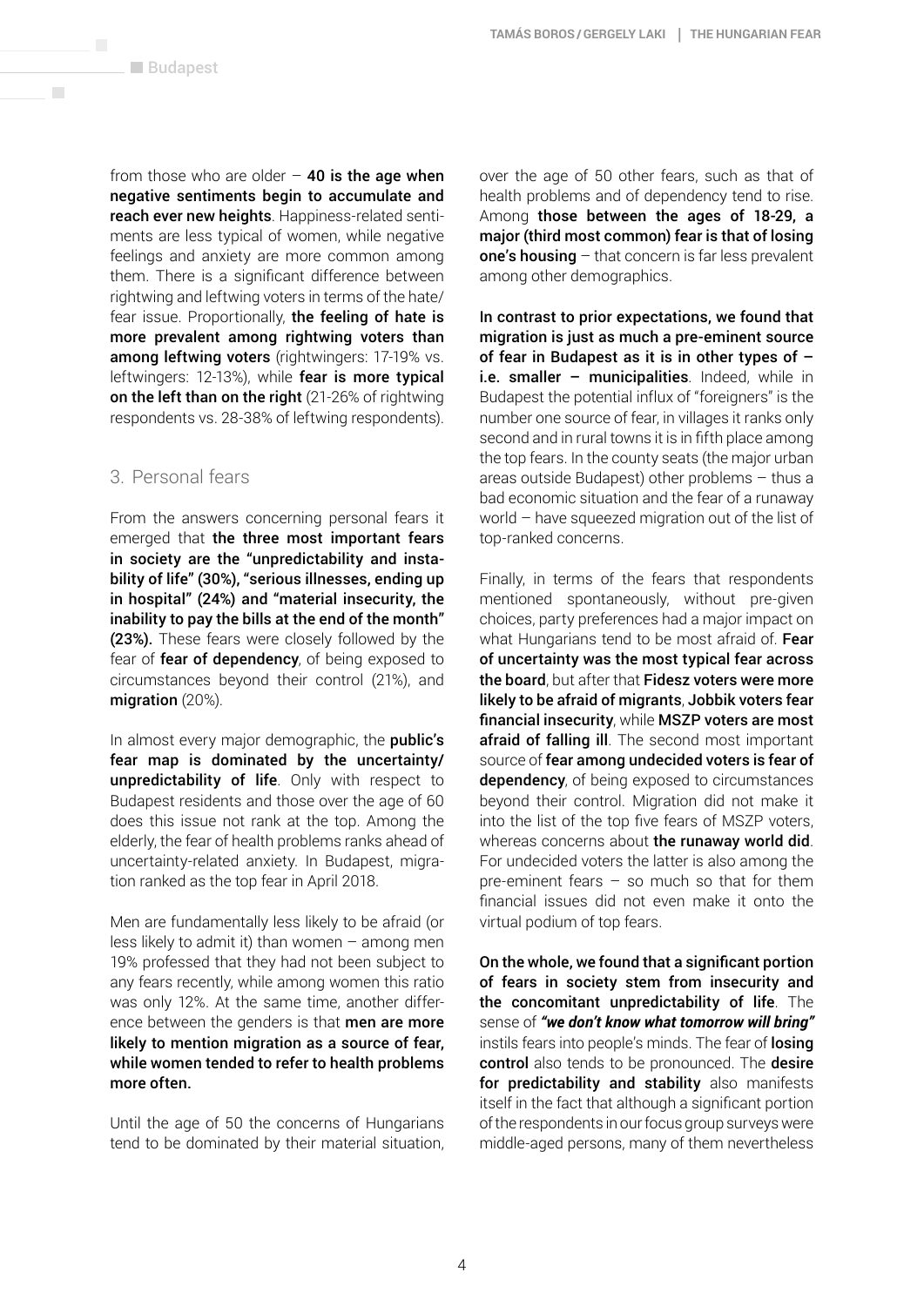from those who are older – **40 is the age when negative sentiments begin to accumulate and reach ever new heights**. Happiness-related sentiments are less typical of women, while negative feelings and anxiety are more common among them. There is a significant difference between rightwing and leftwing voters in terms of the hate/fear issue. Proportionally, **the feeling of hate is more prevalent among rightwing voters than among leftwing voters** (rightwingers: 17-19% vs. leftwingers: 12-13%), while **fear is more typical on the left than on the right** (21-26% of rightwing respondents vs. 28-38% of leftwing respondents).

## 3. Personal fears

From the answers concerning personal fears it emerged that **the three most important fears in society are the "unpredictability and instability of life" (30%), "serious illnesses, ending up in hospital" (24%) and "material insecurity, the inability to pay the bills at the end of the month" (23%).** These fears were closely followed by the fear of **fear of dependency**, of being exposed to circumstances beyond their control (21%), and **migration** (20%).

In almost every major demographic, the **public's fear map is dominated by the uncertainty/unpredictability of life**. Only with respect to Budapest residents and those over the age of 60 does this issue not rank at the top. Among the elderly, the fear of health problems ranks ahead of uncertainty-related anxiety. In Budapest, migration ranked as the top fear in April 2018.

Men are fundamentally less likely to be afraid (or less likely to admit it) than women – among men 19% professed that they had not been subject to any fears recently, while among women this ratio was only 12%. At the same time, another difference between the genders is that **men are more likely to mention migration as a source of fear, while women tended to refer to health problems more often.**

Until the age of 50 the concerns of Hungarians tend to be dominated by their material situation, over the age of 50 other fears, such as that of health problems and of dependency tend to rise. Among **those between the ages of 18-29, a major (third most common) fear is that of losing one's housing** – that concern is far less prevalent among other demographics.

**In contrast to prior expectations, we found that migration is just as much a pre-eminent source of fear in Budapest as it is in other types of – i.e. smaller – municipalities**. Indeed, while in Budapest the potential influx of "foreigners" is the number one source of fear, in villages it ranks only second and in rural towns it is in fifth place among the top fears. In the county seats (the major urban areas outside Budapest) other problems – thus a bad economic situation and the fear of a runaway world – have squeezed migration out of the list of top-ranked concerns.

Finally, in terms of the fears that respondents mentioned spontaneously, without pre-given choices, party preferences had a major impact on what Hungarians tend to be most afraid of. **Fear of uncertainty was the most typical fear across the board**, but after that **Fidesz voters were more likely to be afraid of migrants**, **Jobbik voters fear financial insecurity**, while **MSZP voters are most afraid of falling ill**. The second most important source of **fear among undecided voters is fear of dependency**, of being exposed to circumstances beyond their control. Migration did not make it into the list of the top five fears of MSZP voters, whereas concerns about **the runaway world did**. For undecided voters the latter is also among the pre-eminent fears – so much so that for them financial issues did not even make it onto the virtual podium of top fears.

**On the whole, we found that a significant portion of fears in society stem from insecurity and the concomitant unpredictability of life**. The sense of ***"we don't know what tomorrow will bring"*** instils fears into people's minds. The fear of **losing control** also tends to be pronounced. The **desire for predictability and stability** also manifests itself in the fact that although a significant portion of the respondents in our focus group surveys were middle-aged persons, many of them nevertheless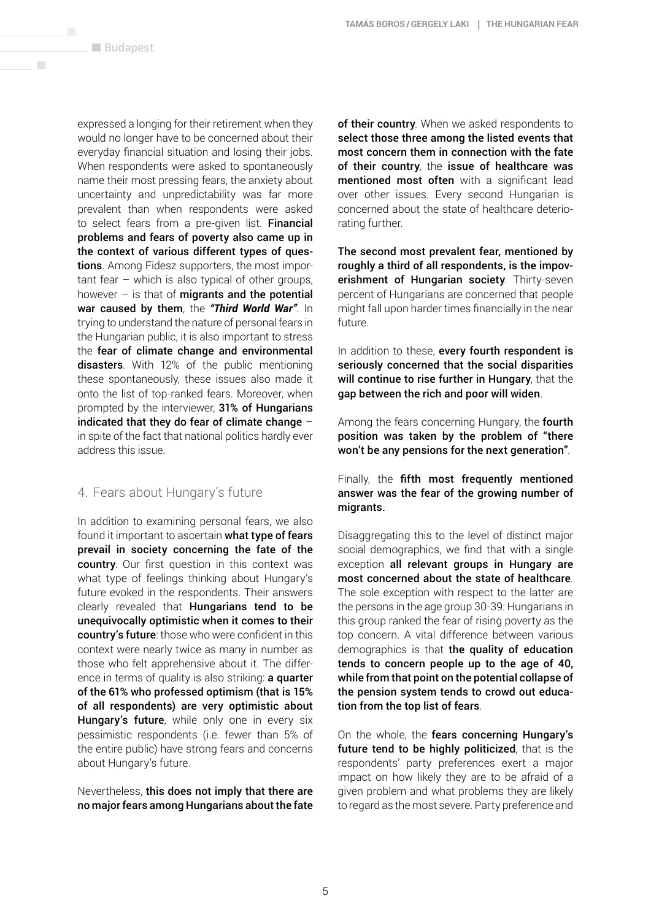expressed a longing for their retirement when they would no longer have to be concerned about their everyday financial situation and losing their jobs. When respondents were asked to spontaneously name their most pressing fears, the anxiety about uncertainty and unpredictability was far more prevalent than when respondents were asked to select fears from a pre-given list. **Financial problems and fears of poverty also came up in the context of various different types of questions**. Among Fidesz supporters, the most important fear – which is also typical of other groups, however – is that of **migrants and the potential war caused by them**, the ***"Third World War"***. In trying to understand the nature of personal fears in the Hungarian public, it is also important to stress the **fear of climate change and environmental disasters**. With 12% of the public mentioning these spontaneously, these issues also made it onto the list of top-ranked fears. Moreover, when prompted by the interviewer, **31% of Hungarians indicated that they do fear of climate change** – in spite of the fact that national politics hardly ever address this issue.

## 4. Fears about Hungary's future

In addition to examining personal fears, we also found it important to ascertain **what type of fears prevail in society concerning the fate of the country**. Our first question in this context was what type of feelings thinking about Hungary's future evoked in the respondents. Their answers clearly revealed that **Hungarians tend to be unequivocally optimistic when it comes to their country's future**: those who were confident in this context were nearly twice as many in number as those who felt apprehensive about it. The difference in terms of quality is also striking: **a quarter of the 61% who professed optimism (that is 15% of all respondents) are very optimistic about Hungary's future**, while only one in every six pessimistic respondents (i.e. fewer than 5% of the entire public) have strong fears and concerns about Hungary's future.

Nevertheless, **this does not imply that there are no major fears among Hungarians about the fate of their country**. When we asked respondents to **select those three among the listed events that most concern them in connection with the fate of their country**, the **issue of healthcare was mentioned most often** with a significant lead over other issues. Every second Hungarian is concerned about the state of healthcare deteriorating further.

**The second most prevalent fear, mentioned by roughly a third of all respondents, is the impoverishment of Hungarian society**. Thirty-seven percent of Hungarians are concerned that people might fall upon harder times financially in the near future.

In addition to these, **every fourth respondent is seriously concerned that the social disparities will continue to rise further in Hungary**, that the **gap between the rich and poor will widen**.

Among the fears concerning Hungary, the **fourth position was taken by the problem of "there won't be any pensions for the next generation"**.

Finally, the **fifth most frequently mentioned answer was the fear of the growing number of migrants.**

Disaggregating this to the level of distinct major social demographics, we find that with a single exception **all relevant groups in Hungary are most concerned about the state of healthcare**. The sole exception with respect to the latter are the persons in the age group 30-39: Hungarians in this group ranked the fear of rising poverty as the top concern. A vital difference between various demographics is that **the quality of education tends to concern people up to the age of 40, while from that point on the potential collapse of the pension system tends to crowd out education from the top list of fears**.

On the whole, the **fears concerning Hungary's future tend to be highly politicized**, that is the respondents' party preferences exert a major impact on how likely they are to be afraid of a given problem and what problems they are likely to regard as the most severe. Party preference and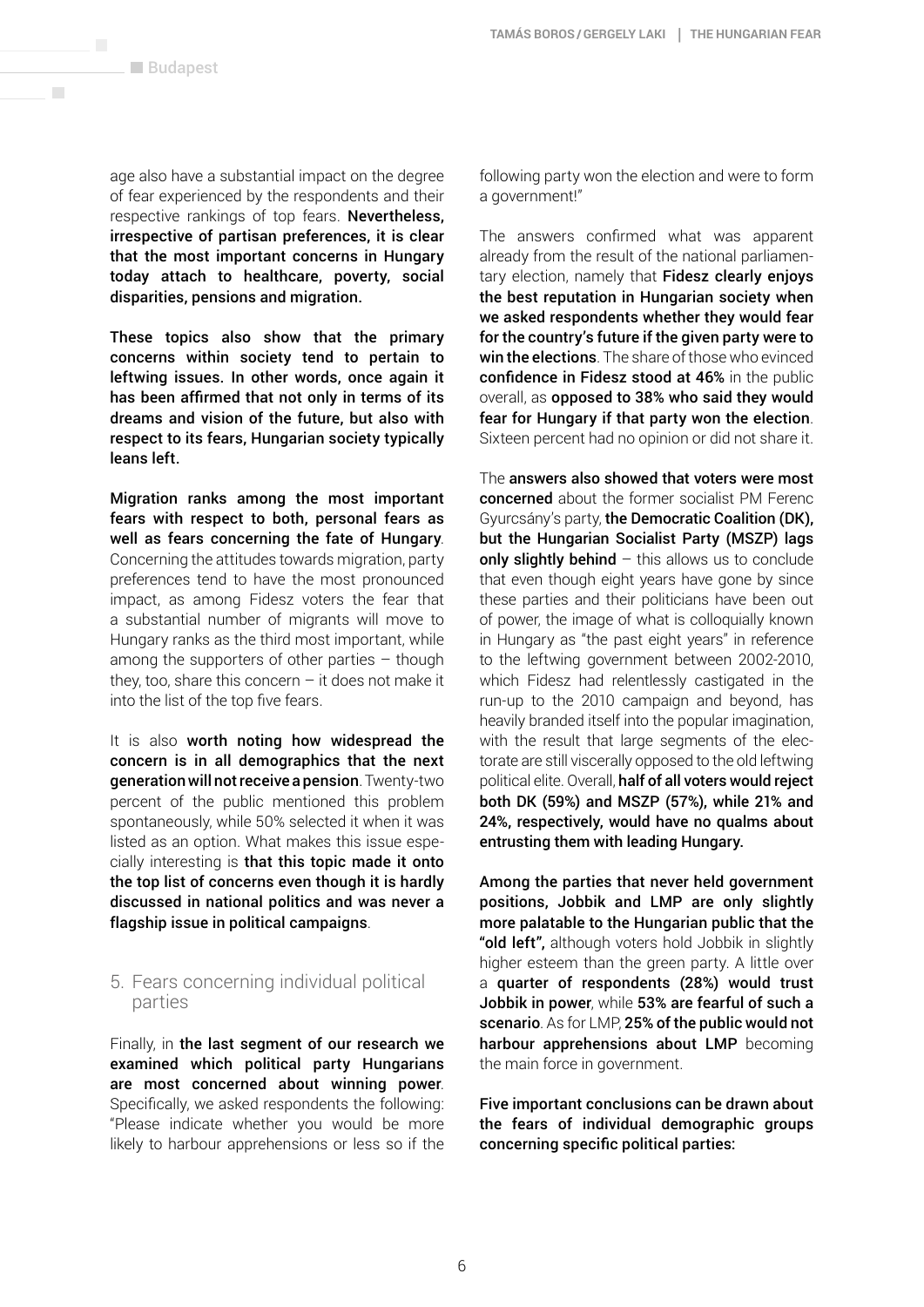age also have a substantial impact on the degree of fear experienced by the respondents and their respective rankings of top fears. **Nevertheless, irrespective of partisan preferences, it is clear that the most important concerns in Hungary today attach to healthcare, poverty, social disparities, pensions and migration.**

**These topics also show that the primary concerns within society tend to pertain to leftwing issues. In other words, once again it has been affirmed that not only in terms of its dreams and vision of the future, but also with respect to its fears, Hungarian society typically leans left.**

**Migration ranks among the most important fears with respect to both, personal fears as well as fears concerning the fate of Hungary**. Concerning the attitudes towards migration, party preferences tend to have the most pronounced impact, as among Fidesz voters the fear that a substantial number of migrants will move to Hungary ranks as the third most important, while among the supporters of other parties – though they, too, share this concern – it does not make it into the list of the top five fears.

It is also **worth noting how widespread the concern is in all demographics that the next generation will not receive a pension**. Twenty-two percent of the public mentioned this problem spontaneously, while 50% selected it when it was listed as an option. What makes this issue especially interesting is **that this topic made it onto the top list of concerns even though it is hardly discussed in national politics and was never a flagship issue in political campaigns**.

## 5. Fears concerning individual political parties

Finally, in **the last segment of our research we examined which political party Hungarians are most concerned about winning power**. Specifically, we asked respondents the following: "Please indicate whether you would be more likely to harbour apprehensions or less so if the following party won the election and were to form a government!"

The answers confirmed what was apparent already from the result of the national parliamentary election, namely that **Fidesz clearly enjoys the best reputation in Hungarian society when we asked respondents whether they would fear for the country's future if the given party were to win the elections**. The share of those who evinced **confidence in Fidesz stood at 46%** in the public overall, as **opposed to 38% who said they would fear for Hungary if that party won the election**. Sixteen percent had no opinion or did not share it.

The **answers also showed that voters were most concerned** about the former socialist PM Ferenc Gyurcsány's party, **the Democratic Coalition (DK), but the Hungarian Socialist Party (MSZP) lags only slightly behind** – this allows us to conclude that even though eight years have gone by since these parties and their politicians have been out of power, the image of what is colloquially known in Hungary as "the past eight years" in reference to the leftwing government between 2002-2010, which Fidesz had relentlessly castigated in the run-up to the 2010 campaign and beyond, has heavily branded itself into the popular imagination, with the result that large segments of the electorate are still viscerally opposed to the old leftwing political elite. Overall, **half of all voters would reject both DK (59%) and MSZP (57%), while 21% and 24%, respectively, would have no qualms about entrusting them with leading Hungary.**

**Among the parties that never held government positions, Jobbik and LMP are only slightly more palatable to the Hungarian public that the "old left",** although voters hold Jobbik in slightly higher esteem than the green party. A little over a **quarter of respondents (28%) would trust Jobbik in power**, while **53% are fearful of such a scenario**. As for LMP, **25% of the public would not harbour apprehensions about LMP** becoming the main force in government.

**Five important conclusions can be drawn about the fears of individual demographic groups concerning specific political parties:**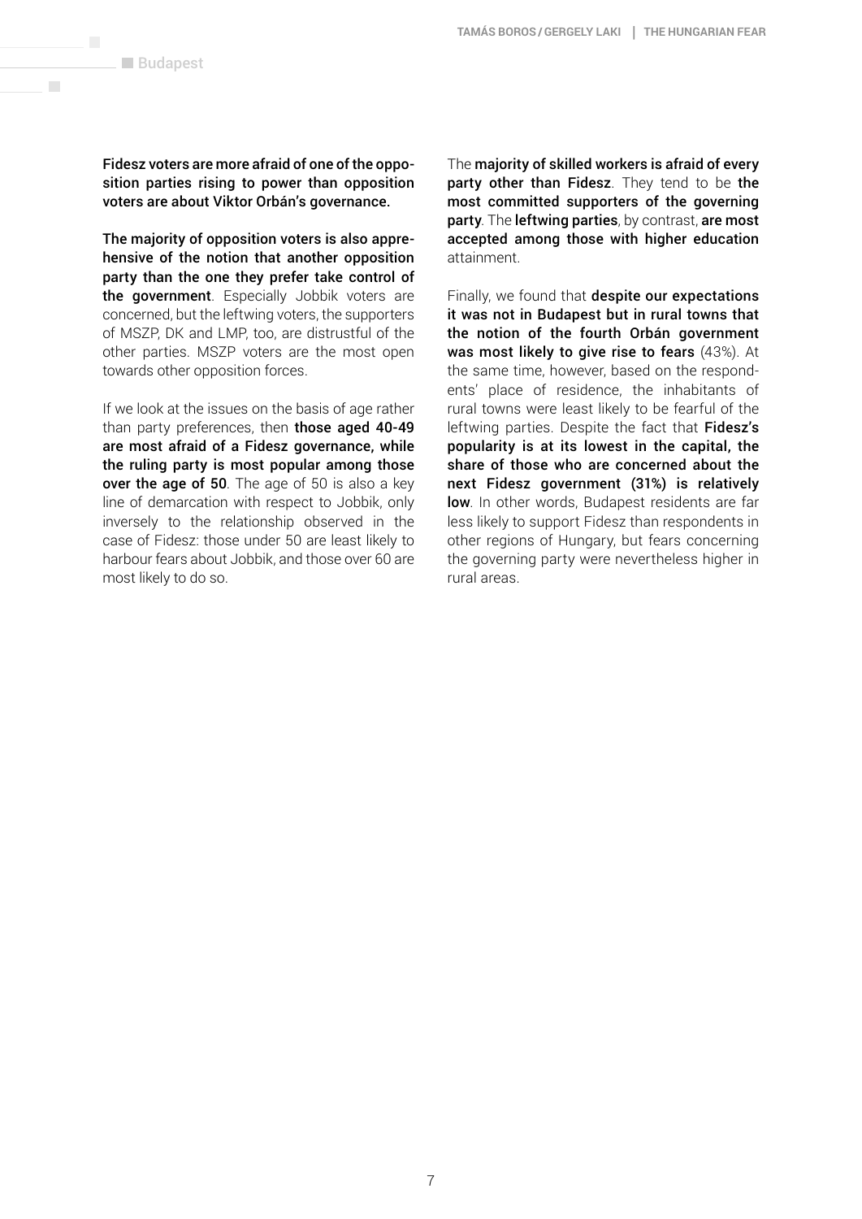**Fidesz voters are more afraid of one of the opposition parties rising to power than opposition voters are about Viktor Orbán's governance.**

**The majority of opposition voters is also apprehensive of the notion that another opposition party than the one they prefer take control of the government**. Especially Jobbik voters are concerned, but the leftwing voters, the supporters of MSZP, DK and LMP, too, are distrustful of the other parties. MSZP voters are the most open towards other opposition forces.

If we look at the issues on the basis of age rather than party preferences, then **those aged 40-49 are most afraid of a Fidesz governance, while the ruling party is most popular among those over the age of 50**. The age of 50 is also a key line of demarcation with respect to Jobbik, only inversely to the relationship observed in the case of Fidesz: those under 50 are least likely to harbour fears about Jobbik, and those over 60 are most likely to do so.

The **majority of skilled workers is afraid of every party other than Fidesz**. They tend to be **the most committed supporters of the governing party**. The **leftwing parties**, by contrast, **are most accepted among those with higher education** attainment.

Finally, we found that **despite our expectations it was not in Budapest but in rural towns that the notion of the fourth Orbán government was most likely to give rise to fears** (43%). At the same time, however, based on the respondents' place of residence, the inhabitants of rural towns were least likely to be fearful of the leftwing parties. Despite the fact that **Fidesz's popularity is at its lowest in the capital, the share of those who are concerned about the next Fidesz government (31%) is relatively low**. In other words, Budapest residents are far less likely to support Fidesz than respondents in other regions of Hungary, but fears concerning the governing party were nevertheless higher in rural areas.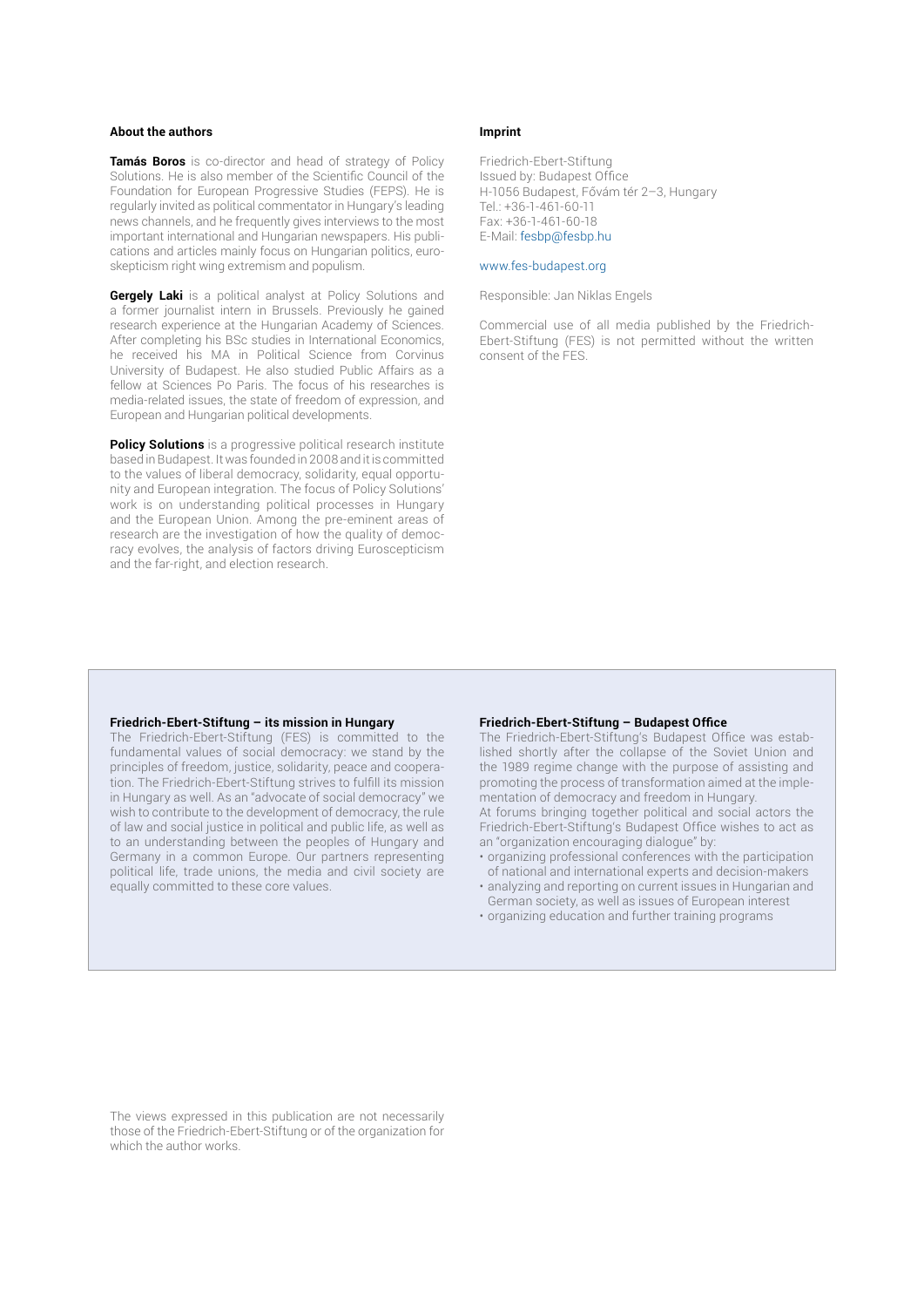## About the authors

**Tamás Boros** is co-director and head of strategy of Policy Solutions. He is also member of the Scientific Council of the Foundation for European Progressive Studies (FEPS). He is regularly invited as political commentator in Hungary's leading news channels, and he frequently gives interviews to the most important international and Hungarian newspapers. His publications and articles mainly focus on Hungarian politics, euroskepticism right wing extremism and populism.

**Gergely Laki** is a political analyst at Policy Solutions and a former journalist intern in Brussels. Previously he gained research experience at the Hungarian Academy of Sciences. After completing his BSc studies in International Economics, he received his MA in Political Science from Corvinus University of Budapest. He also studied Public Affairs as a fellow at Sciences Po Paris. The focus of his researches is media-related issues, the state of freedom of expression, and European and Hungarian political developments.

**Policy Solutions** is a progressive political research institute based in Budapest. It was founded in 2008 and it is committed to the values of liberal democracy, solidarity, equal opportunity and European integration. The focus of Policy Solutions' work is on understanding political processes in Hungary and the European Union. Among the pre-eminent areas of research are the investigation of how the quality of democracy evolves, the analysis of factors driving Euroscepticism and the far-right, and election research.

## Imprint

Friedrich-Ebert-Stiftung
Issued by: Budapest Office
H-1056 Budapest, Fővám tér 2–3, Hungary
Tel.: +36-1-461-60-11
Fax: +36-1-461-60-18
E-Mail: fesbp@fesbp.hu

www.fes-budapest.org

Responsible: Jan Niklas Engels

Commercial use of all media published by the Friedrich-Ebert-Stiftung (FES) is not permitted without the written consent of the FES.

**Friedrich-Ebert-Stiftung – its mission in Hungary**
The Friedrich-Ebert-Stiftung (FES) is committed to the fundamental values of social democracy: we stand by the principles of freedom, justice, solidarity, peace and cooperation. The Friedrich-Ebert-Stiftung strives to fulfill its mission in Hungary as well. As an "advocate of social democracy" we wish to contribute to the development of democracy, the rule of law and social justice in political and public life, as well as to an understanding between the peoples of Hungary and Germany in a common Europe. Our partners representing political life, trade unions, the media and civil society are equally committed to these core values.

**Friedrich-Ebert-Stiftung – Budapest Office**
The Friedrich-Ebert-Stiftung's Budapest Office was established shortly after the collapse of the Soviet Union and the 1989 regime change with the purpose of assisting and promoting the process of transformation aimed at the implementation of democracy and freedom in Hungary.
At forums bringing together political and social actors the Friedrich-Ebert-Stiftung's Budapest Office wishes to act as an "organization encouraging dialogue" by:

- organizing professional conferences with the participation of national and international experts and decision-makers
- analyzing and reporting on current issues in Hungarian and German society, as well as issues of European interest
- organizing education and further training programs

The views expressed in this publication are not necessarily those of the Friedrich-Ebert-Stiftung or of the organization for which the author works.